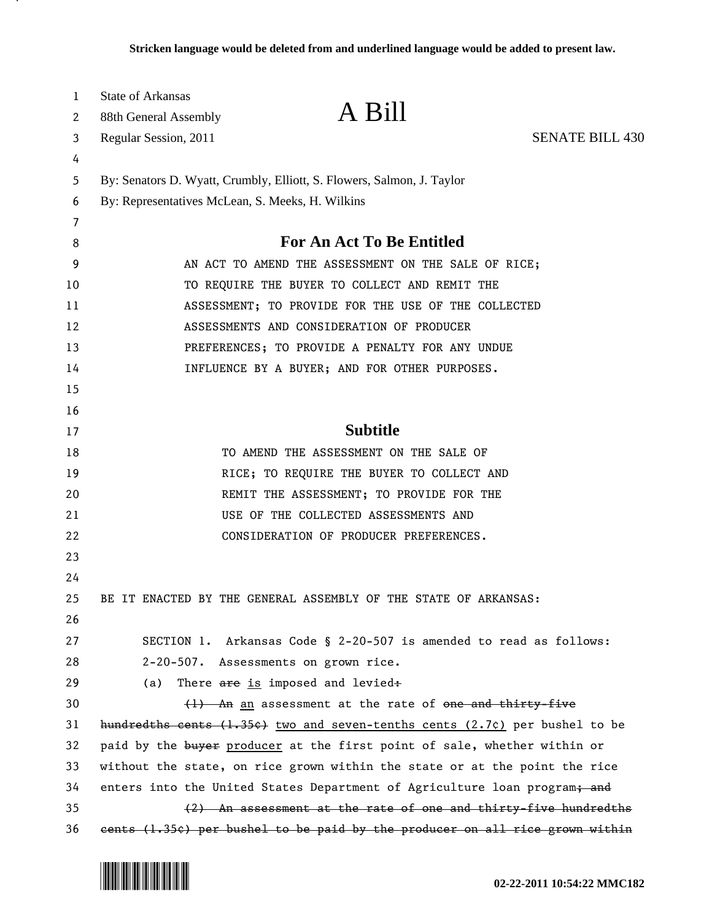Stricken language would be deleted from and underlined language would be added to present law.

State of Arkansas
88th General Assembly
Regular Session, 2011

# A Bill

SENATE BILL 430

By: Senators D. Wyatt, Crumbly, Elliott, S. Flowers, Salmon, J. Taylor
By: Representatives McLean, S. Meeks, H. Wilkins

## For An Act To Be Entitled

AN ACT TO AMEND THE ASSESSMENT ON THE SALE OF RICE; TO REQUIRE THE BUYER TO COLLECT AND REMIT THE ASSESSMENT; TO PROVIDE FOR THE USE OF THE COLLECTED ASSESSMENTS AND CONSIDERATION OF PRODUCER PREFERENCES; TO PROVIDE A PENALTY FOR ANY UNDUE INFLUENCE BY A BUYER; AND FOR OTHER PURPOSES.

## Subtitle

TO AMEND THE ASSESSMENT ON THE SALE OF RICE; TO REQUIRE THE BUYER TO COLLECT AND REMIT THE ASSESSMENT; TO PROVIDE FOR THE USE OF THE COLLECTED ASSESSMENTS AND CONSIDERATION OF PRODUCER PREFERENCES.

BE IT ENACTED BY THE GENERAL ASSEMBLY OF THE STATE OF ARKANSAS:

SECTION 1. Arkansas Code § 2-20-507 is amended to read as follows:

2-20-507. Assessments on grown rice.

(a) There ~~are~~ <u>is</u> imposed and levied~~:~~

~~(1) An~~ <u>an</u> assessment at the rate of ~~one and thirty-five hundredths cents (1.35¢)~~ <u>two and seven-tenths cents (2.7¢)</u> per bushel to be paid by the ~~buyer~~ <u>producer</u> at the first point of sale, whether within or without the state, on rice grown within the state or at the point the rice enters into the United States Department of Agriculture loan program~~; and~~

~~(2) An assessment at the rate of one and thirty-five hundredths cents (1.35¢) per bushel to be paid by the producer on all rice grown within~~

02-22-2011 10:54:22 MMC182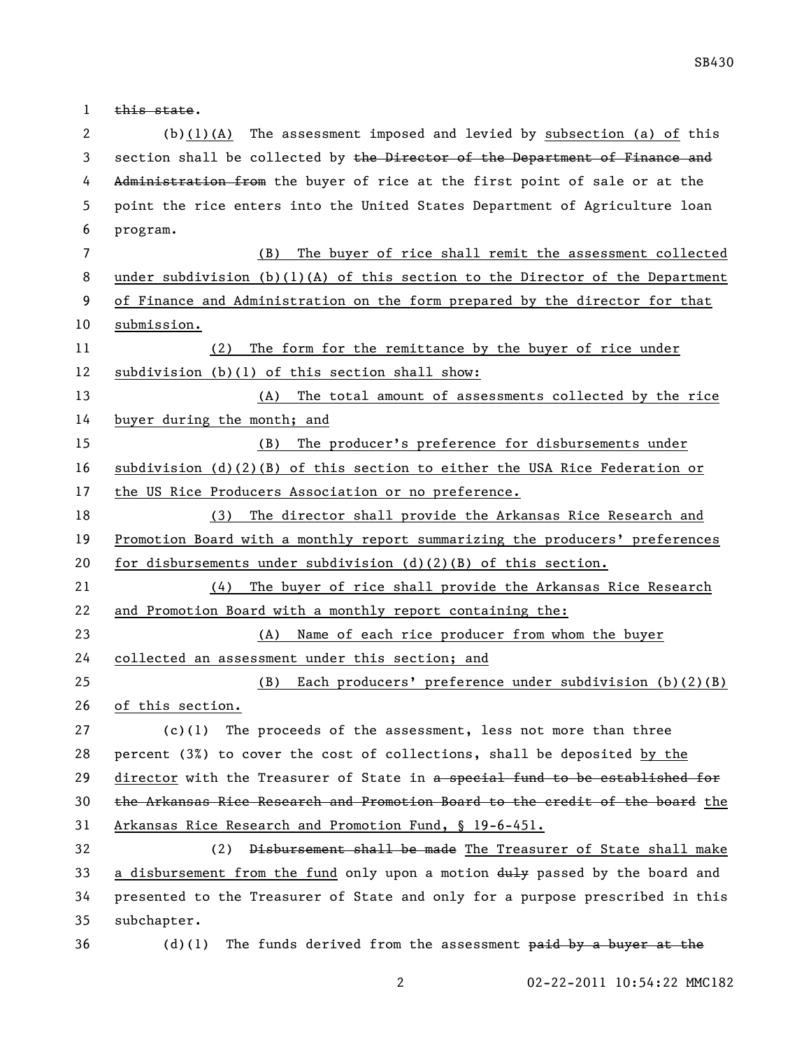~~this state~~.

(b)(1)(A) The assessment imposed and levied by <u>subsection (a) of</u> this section shall be collected by ~~the Director of the Department of Finance and Administration from~~ the buyer of rice at the first point of sale or at the point the rice enters into the United States Department of Agriculture loan program.

<u>(B) The buyer of rice shall remit the assessment collected under subdivision (b)(1)(A) of this section to the Director of the Department of Finance and Administration on the form prepared by the director for that submission.</u>

<u>(2) The form for the remittance by the buyer of rice under subdivision (b)(1) of this section shall show:</u>

<u>(A) The total amount of assessments collected by the rice buyer during the month; and</u>

<u>(B) The producer's preference for disbursements under subdivision (d)(2)(B) of this section to either the USA Rice Federation or the US Rice Producers Association or no preference.</u>

<u>(3) The director shall provide the Arkansas Rice Research and Promotion Board with a monthly report summarizing the producers' preferences for disbursements under subdivision (d)(2)(B) of this section.</u>

<u>(4) The buyer of rice shall provide the Arkansas Rice Research and Promotion Board with a monthly report containing the:</u>

<u>(A) Name of each rice producer from whom the buyer collected an assessment under this section; and</u>

<u>(B) Each producers' preference under subdivision (b)(2)(B) of this section.</u>

(c)(1) The proceeds of the assessment, less not more than three percent (3%) to cover the cost of collections, shall be deposited <u>by the director</u> with the Treasurer of State in ~~a special fund to be established for the Arkansas Rice Research and Promotion Board to the credit of the board~~ <u>the Arkansas Rice Research and Promotion Fund, § 19-6-451.</u>

(2) ~~Disbursement shall be made~~ <u>The Treasurer of State shall make a disbursement from the fund</u> only upon a motion ~~duly~~ passed by the board and presented to the Treasurer of State and only for a purpose prescribed in this subchapter.

(d)(1) The funds derived from the assessment ~~paid by a buyer at the~~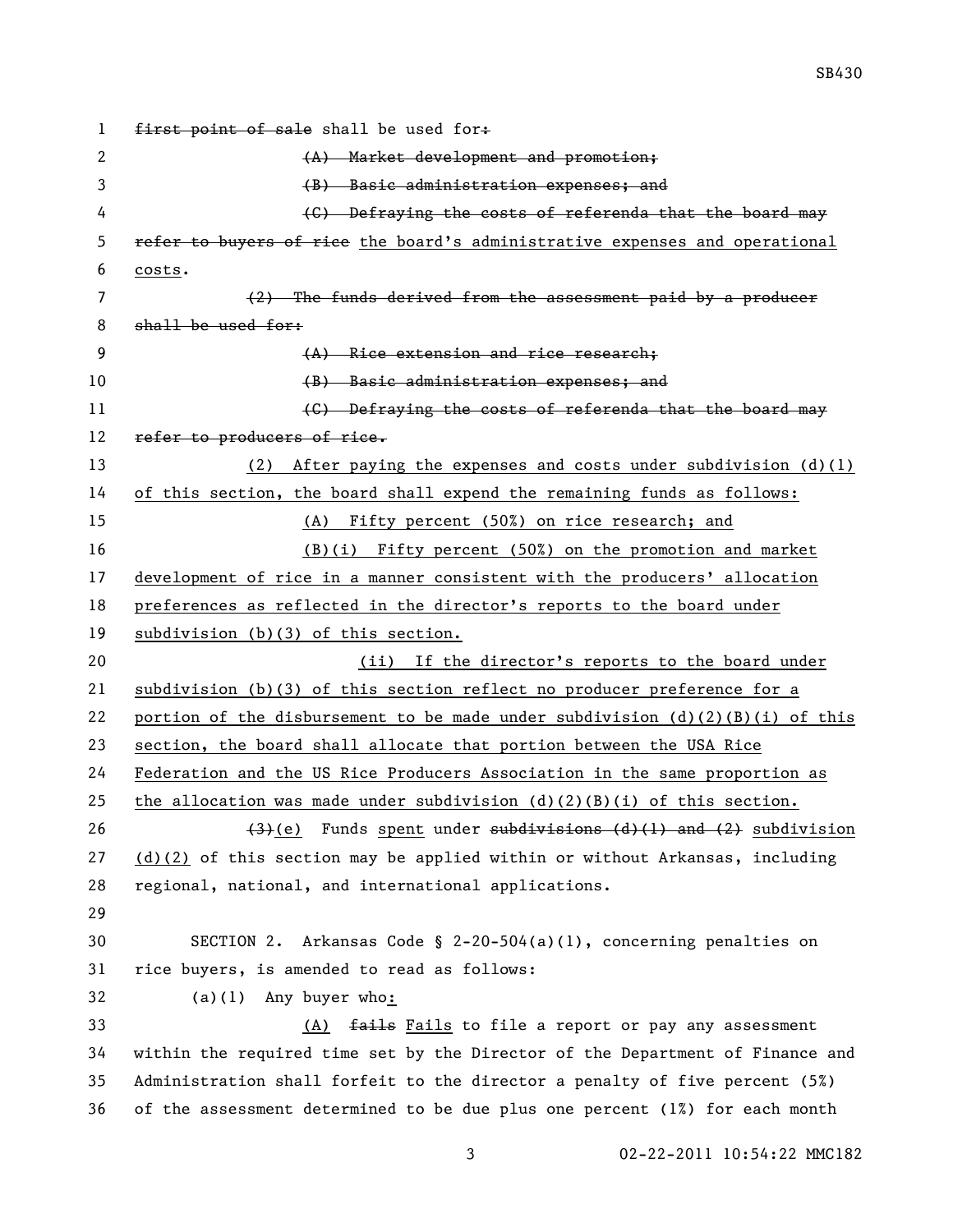~~first point of sale~~ shall be used for~~:~~

~~(A) Market development and promotion;~~

~~(B) Basic administration expenses; and~~

~~(C) Defraying the costs of referenda that the board may refer to buyers of rice~~ <u>the board's administrative expenses and operational costs</u>.

~~(2) The funds derived from the assessment paid by a producer shall be used for:~~

~~(A) Rice extension and rice research;~~

~~(B) Basic administration expenses; and~~

~~(C) Defraying the costs of referenda that the board may refer to producers of rice.~~

<u>(2) After paying the expenses and costs under subdivision (d)(1) of this section, the board shall expend the remaining funds as follows:</u>

<u>(A) Fifty percent (50%) on rice research; and</u>

<u>(B)(i) Fifty percent (50%) on the promotion and market development of rice in a manner consistent with the producers' allocation preferences as reflected in the director's reports to the board under subdivision (b)(3) of this section.</u>

<u>(ii) If the director's reports to the board under subdivision (b)(3) of this section reflect no producer preference for a portion of the disbursement to be made under subdivision (d)(2)(B)(i) of this section, the board shall allocate that portion between the USA Rice Federation and the US Rice Producers Association in the same proportion as the allocation was made under subdivision (d)(2)(B)(i) of this section.</u>

~~(3)~~<u>(e)</u> Funds <u>spent</u> under ~~subdivisions (d)(1) and (2)~~ <u>subdivision (d)(2)</u> of this section may be applied within or without Arkansas, including regional, national, and international applications.

SECTION 2. Arkansas Code § 2-20-504(a)(1), concerning penalties on rice buyers, is amended to read as follows:

(a)(1) Any buyer who<u>:</u>

<u>(A)</u> ~~fails~~ <u>Fails</u> to file a report or pay any assessment within the required time set by the Director of the Department of Finance and Administration shall forfeit to the director a penalty of five percent (5%) of the assessment determined to be due plus one percent (1%) for each month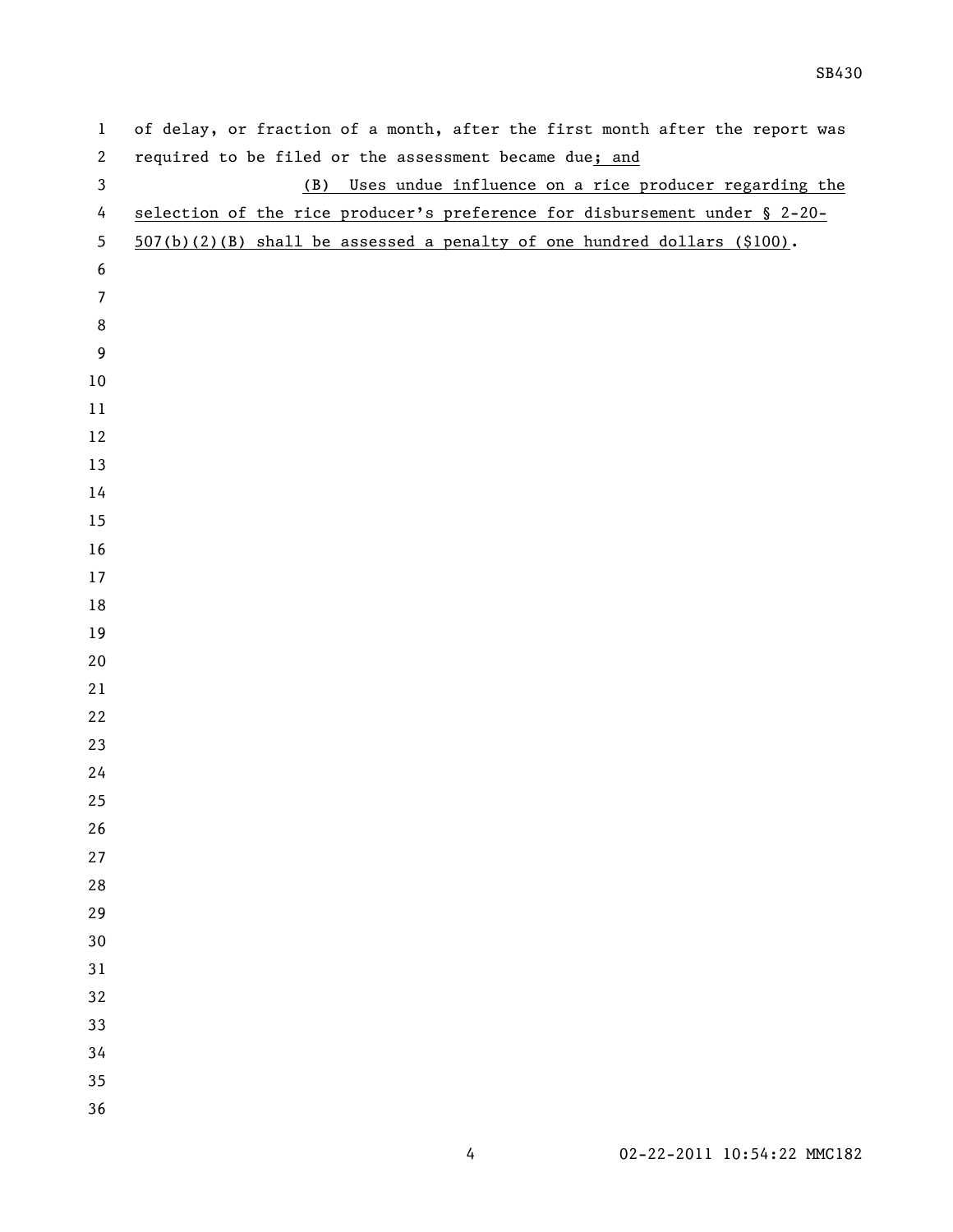of delay, or fraction of a month, after the first month after the report was required to be filed or the assessment became due; and

(B) Uses undue influence on a rice producer regarding the selection of the rice producer's preference for disbursement under § 2-20-507(b)(2)(B) shall be assessed a penalty of one hundred dollars ($100).